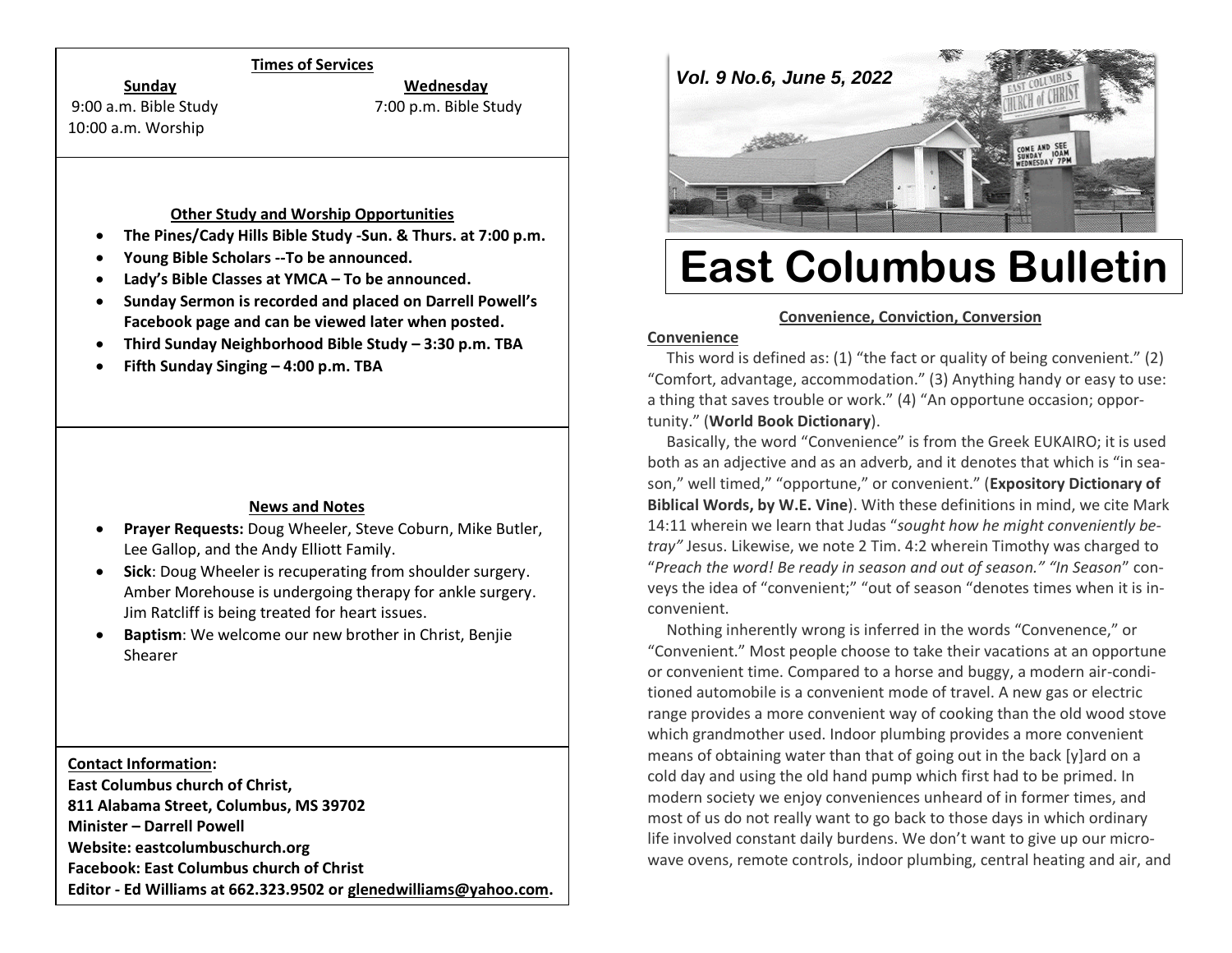**Times of Services**

**Sunday**
9:00 a.m. Bible Study
10:00 a.m. Worship

**Wednesday**
7:00 p.m. Bible Study

**Other Study and Worship Opportunities**

- **The Pines/Cady Hills Bible Study -Sun. & Thurs. at 7:00 p.m.**
- **Young Bible Scholars --To be announced.**
- **Lady's Bible Classes at YMCA – To be announced.**
- **Sunday Sermon is recorded and placed on Darrell Powell's Facebook page and can be viewed later when posted.**
- **Third Sunday Neighborhood Bible Study – 3:30 p.m. TBA**
- **Fifth Sunday Singing – 4:00 p.m. TBA**

**News and Notes**

- **Prayer Requests:** Doug Wheeler, Steve Coburn, Mike Butler, Lee Gallop, and the Andy Elliott Family.
- **Sick**: Doug Wheeler is recuperating from shoulder surgery. Amber Morehouse is undergoing therapy for ankle surgery. Jim Ratcliff is being treated for heart issues.
- **Baptism**: We welcome our new brother in Christ, Benjie Shearer

**Contact Information:**
**East Columbus church of Christ,**
**811 Alabama Street, Columbus, MS 39702**
**Minister – Darrell Powell**
**Website: eastcolumbuschurch.org**
**Facebook: East Columbus church of Christ**
**Editor - Ed Williams at 662.323.9502 or glenedwilliams@yahoo.com.**

*Vol. 9 No.6, June 5, 2022*

# East Columbus Bulletin

## Convenience, Conviction, Conversion

### Convenience

This word is defined as: (1) "the fact or quality of being convenient." (2) "Comfort, advantage, accommodation." (3) Anything handy or easy to use: a thing that saves trouble or work." (4) "An opportune occasion; opportunity." (**World Book Dictionary**).

Basically, the word "Convenience" is from the Greek EUKAIRO; it is used both as an adjective and as an adverb, and it denotes that which is "in season," well timed," "opportune," or convenient." (**Expository Dictionary of Biblical Words, by W.E. Vine**). With these definitions in mind, we cite Mark 14:11 wherein we learn that Judas "*sought how he might conveniently betray"* Jesus. Likewise, we note 2 Tim. 4:2 wherein Timothy was charged to "*Preach the word! Be ready in season and out of season." "In Season*" conveys the idea of "convenient;" "out of season "denotes times when it is inconvenient.

Nothing inherently wrong is inferred in the words "Convenence," or "Convenient." Most people choose to take their vacations at an opportune or convenient time. Compared to a horse and buggy, a modern air-conditioned automobile is a convenient mode of travel. A new gas or electric range provides a more convenient way of cooking than the old wood stove which grandmother used. Indoor plumbing provides a more convenient means of obtaining water than that of going out in the back [y]ard on a cold day and using the old hand pump which first had to be primed. In modern society we enjoy conveniences unheard of in former times, and most of us do not really want to go back to those days in which ordinary life involved constant daily burdens. We don't want to give up our microwave ovens, remote controls, indoor plumbing, central heating and air, and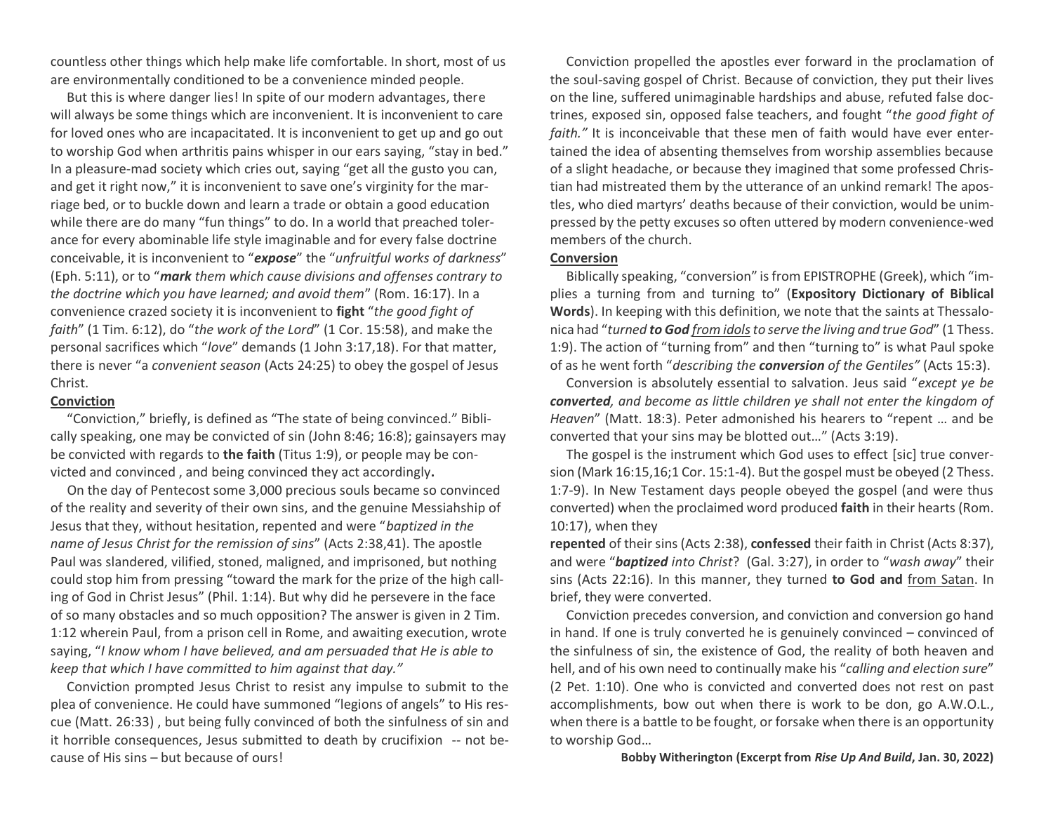countless other things which help make life comfortable. In short, most of us are environmentally conditioned to be a convenience minded people.

But this is where danger lies! In spite of our modern advantages, there will always be some things which are inconvenient. It is inconvenient to care for loved ones who are incapacitated. It is inconvenient to get up and go out to worship God when arthritis pains whisper in our ears saying, "stay in bed." In a pleasure-mad society which cries out, saying "get all the gusto you can, and get it right now," it is inconvenient to save one's virginity for the marriage bed, or to buckle down and learn a trade or obtain a good education while there are do many "fun things" to do. In a world that preached tolerance for every abominable life style imaginable and for every false doctrine conceivable, it is inconvenient to "***expose***" the "*unfruitful works of darkness*" (Eph. 5:11), or to "***mark*** *them which cause divisions and offenses contrary to the doctrine which you have learned; and avoid them*" (Rom. 16:17). In a convenience crazed society it is inconvenient to **fight** "*the good fight of faith*" (1 Tim. 6:12), do "*the work of the Lord*" (1 Cor. 15:58), and make the personal sacrifices which "*love*" demands (1 John 3:17,18). For that matter, there is never "a *convenient season* (Acts 24:25) to obey the gospel of Jesus Christ.

**Conviction**

"Conviction," briefly, is defined as "The state of being convinced." Biblically speaking, one may be convicted of sin (John 8:46; 16:8); gainsayers may be convicted with regards to **the faith** (Titus 1:9), or people may be convicted and convinced , and being convinced they act accordingly**.**

On the day of Pentecost some 3,000 precious souls became so convinced of the reality and severity of their own sins, and the genuine Messiahship of Jesus that they, without hesitation, repented and were "*baptized in the name of Jesus Christ for the remission of sins*" (Acts 2:38,41). The apostle Paul was slandered, vilified, stoned, maligned, and imprisoned, but nothing could stop him from pressing "toward the mark for the prize of the high calling of God in Christ Jesus" (Phil. 1:14). But why did he persevere in the face of so many obstacles and so much opposition? The answer is given in 2 Tim. 1:12 wherein Paul, from a prison cell in Rome, and awaiting execution, wrote saying, "*I know whom I have believed, and am persuaded that He is able to keep that which I have committed to him against that day."*

Conviction prompted Jesus Christ to resist any impulse to submit to the plea of convenience. He could have summoned "legions of angels" to His rescue (Matt. 26:33) , but being fully convinced of both the sinfulness of sin and it horrible consequences, Jesus submitted to death by crucifixion -- not because of His sins – but because of ours!

Conviction propelled the apostles ever forward in the proclamation of the soul-saving gospel of Christ. Because of conviction, they put their lives on the line, suffered unimaginable hardships and abuse, refuted false doctrines, exposed sin, opposed false teachers, and fought "*the good fight of faith."* It is inconceivable that these men of faith would have ever entertained the idea of absenting themselves from worship assemblies because of a slight headache, or because they imagined that some professed Christian had mistreated them by the utterance of an unkind remark! The apostles, who died martyrs' deaths because of their conviction, would be unimpressed by the petty excuses so often uttered by modern convenience-wed members of the church.

**Conversion**

Biblically speaking, "conversion" is from EPISTROPHE (Greek), which "implies a turning from and turning to" (**Expository Dictionary of Biblical Words**). In keeping with this definition, we note that the saints at Thessalonica had "*turned* ***to God*** *from idols to serve the living and true God*" (1 Thess. 1:9). The action of "turning from" and then "turning to" is what Paul spoke of as he went forth "*describing the* ***conversion*** *of the Gentiles"* (Acts 15:3).

Conversion is absolutely essential to salvation. Jeus said "*except ye be* ***converted****, and become as little children ye shall not enter the kingdom of Heaven*" (Matt. 18:3). Peter admonished his hearers to "repent … and be converted that your sins may be blotted out…" (Acts 3:19).

The gospel is the instrument which God uses to effect [sic] true conversion (Mark 16:15,16;1 Cor. 15:1-4). But the gospel must be obeyed (2 Thess. 1:7-9). In New Testament days people obeyed the gospel (and were thus converted) when the proclaimed word produced **faith** in their hearts (Rom. 10:17), when they
**repented** of their sins (Acts 2:38), **confessed** their faith in Christ (Acts 8:37), and were "***baptized*** *into Christ*? (Gal. 3:27), in order to "*wash away*" their sins (Acts 22:16). In this manner, they turned **to God and** from Satan. In brief, they were converted.

Conviction precedes conversion, and conviction and conversion go hand in hand. If one is truly converted he is genuinely convinced – convinced of the sinfulness of sin, the existence of God, the reality of both heaven and hell, and of his own need to continually make his "*calling and election sure*" (2 Pet. 1:10). One who is convicted and converted does not rest on past accomplishments, bow out when there is work to be don, go A.W.O.L., when there is a battle to be fought, or forsake when there is an opportunity to worship God…

**Bobby Witherington (Excerpt from *Rise Up And Build*, Jan. 30, 2022)**